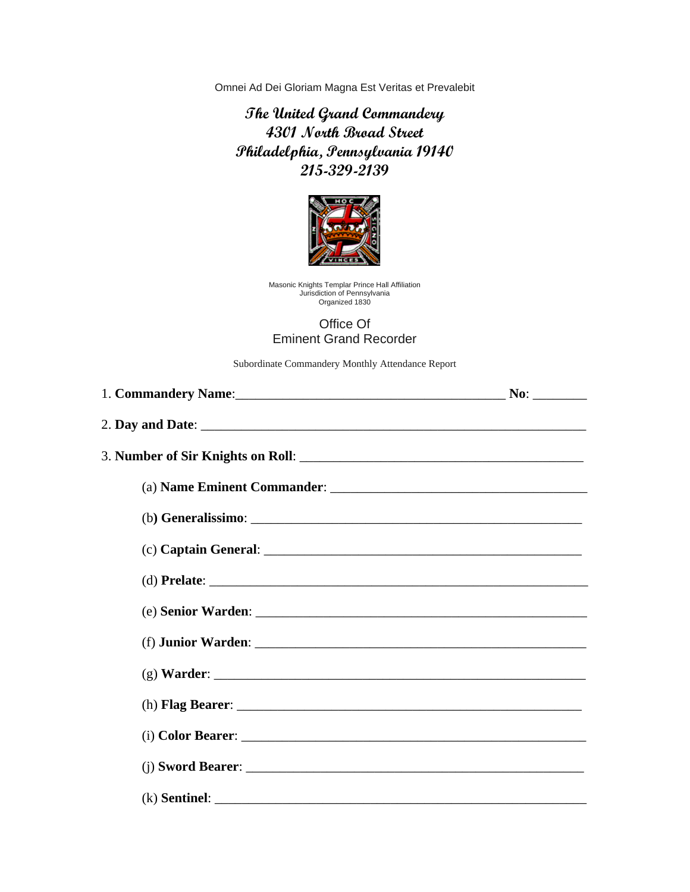Omnei Ad Dei Gloriam Magna Est Veritas et Prevalebit

# The United Grand Commandery
## 4301 North Broad Street
## Philadelphia, Pennsylvania 19140
## 215-329-2139

Masonic Knights Templar Prince Hall Affiliation
Jurisdiction of Pennsylvania
Organized 1830

### Office Of
### Eminent Grand Recorder

Subordinate Commandery Monthly Attendance Report

1. **Commandery Name**:_________________________________________ **No**: ________

2. **Day and Date**: ___________________________________________________________

3. **Number of Sir Knights on Roll**: ____________________________________________

   (a) **Name Eminent Commander**: _______________________________________

   (b) **Generalissimo**: __________________________________________________

   (c) **Captain General**: ________________________________________________

   (d) **Prelate**: _________________________________________________________

   (e) **Senior Warden**: __________________________________________________

   (f) **Junior Warden**: __________________________________________________

   (g) **Warder**: _________________________________________________________

   (h) **Flag Bearer**: _____________________________________________________

   (i) **Color Bearer**: ____________________________________________________

   (j) **Sword Bearer**: ____________________________________________________

   (k) **Sentinel**: ________________________________________________________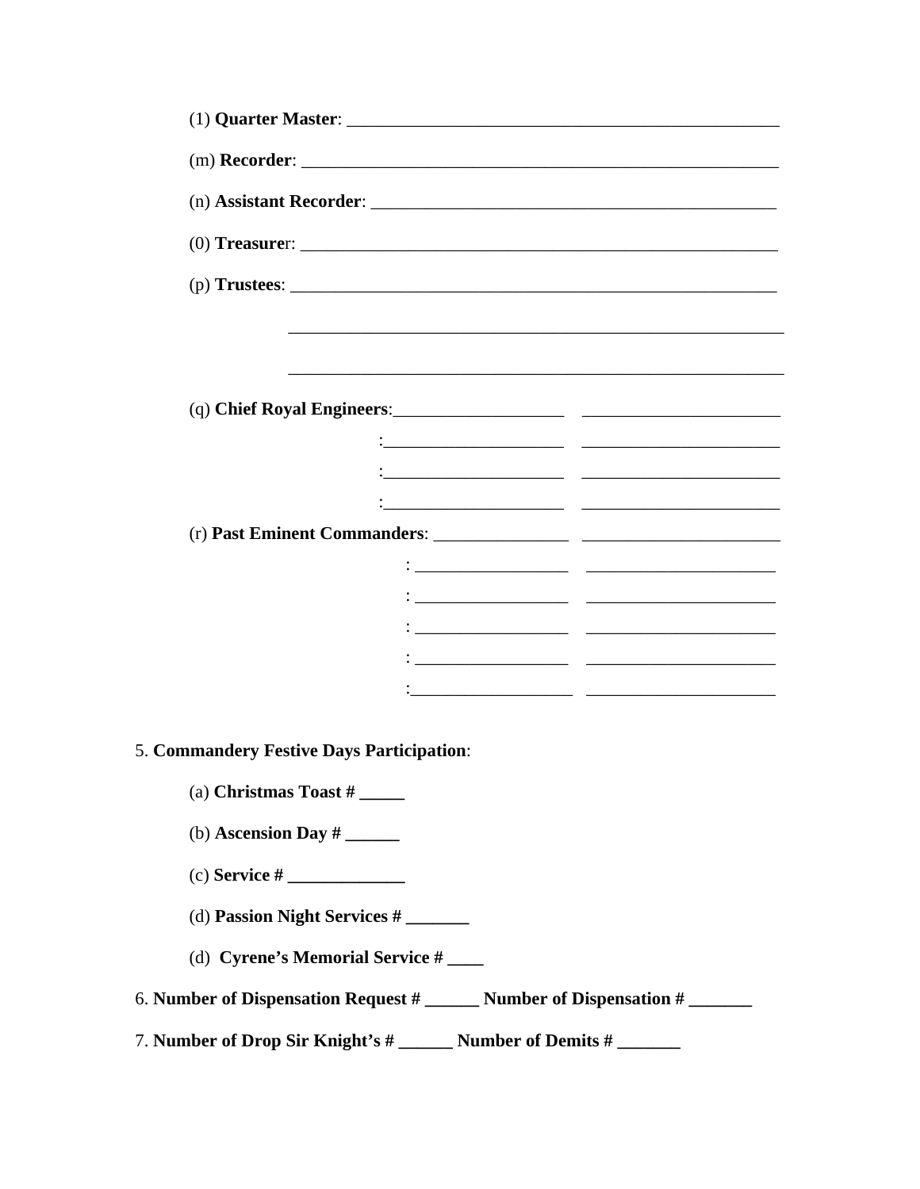(l) **Quarter Master**: ________________________________________________

(m) **Recorder**: ____________________________________________________

(n) **Assistant Recorder**: _____________________________________________

(0) **Treasure**r: ____________________________________________________

(p) **Trustees**: _____________________________________________________

_______________________________________________________

_______________________________________________________

(q) **Chief Royal Engineers**:___________________ ______________________

:___________________ ______________________

:___________________ ______________________

:___________________ ______________________

(r) **Past Eminent Commanders**: _______________ ______________________

: _________________ _____________________

: _________________ _____________________

: _________________ _____________________

: _________________ _____________________

:__________________ _____________________

5. **Commandery Festive Days Participation**:

(a) **Christmas Toast # _____**

(b) **Ascension Day # ______**

(c) **Service # _____________**

(d) **Passion Night Services # _______**

(d) **Cyrene's Memorial Service # ____**

6. **Number of Dispensation Request # ______ Number of Dispensation # _______**

7. **Number of Drop Sir Knight's # ______ Number of Demits # _______**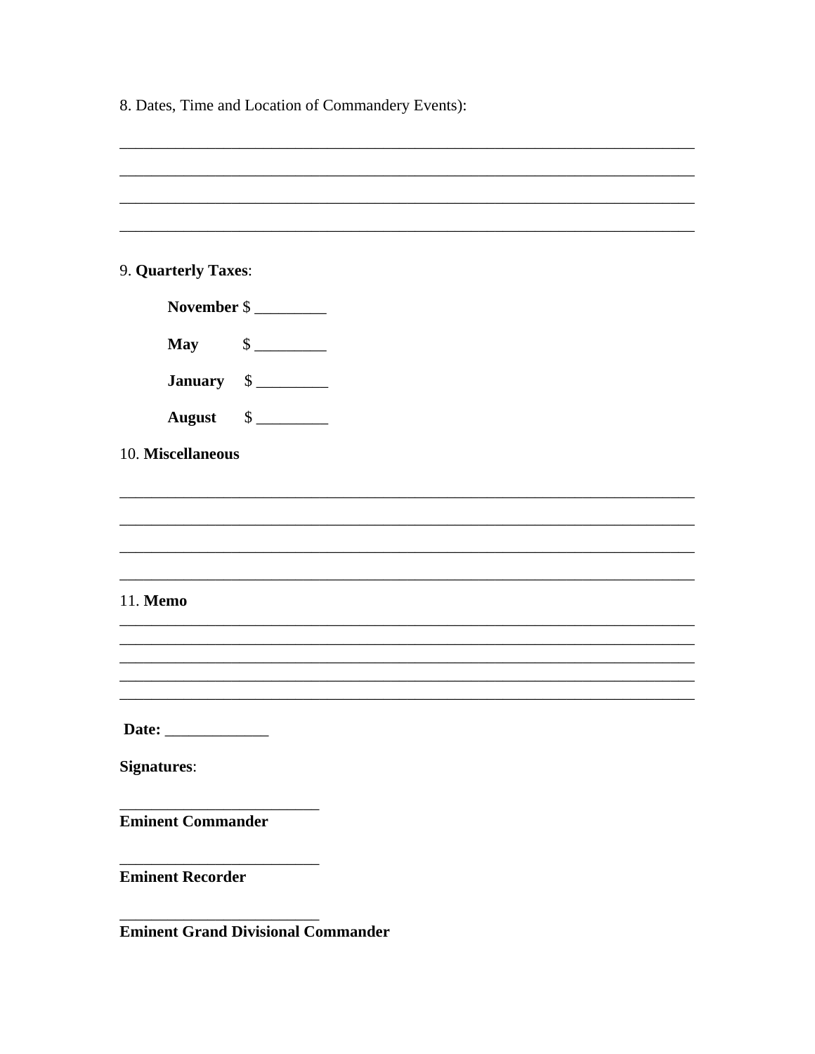8. Dates, Time and Location of Commandery Events):

\_\_\_\_\_\_\_\_\_\_\_\_\_\_\_\_\_\_\_\_\_\_\_\_\_\_\_\_\_\_\_\_\_\_\_\_\_\_\_\_\_\_\_\_\_\_\_\_\_\_\_\_\_\_\_\_\_\_\_\_\_\_\_\_\_\_\_\_\_\_\_\_

\_\_\_\_\_\_\_\_\_\_\_\_\_\_\_\_\_\_\_\_\_\_\_\_\_\_\_\_\_\_\_\_\_\_\_\_\_\_\_\_\_\_\_\_\_\_\_\_\_\_\_\_\_\_\_\_\_\_\_\_\_\_\_\_\_\_\_\_\_\_\_\_

\_\_\_\_\_\_\_\_\_\_\_\_\_\_\_\_\_\_\_\_\_\_\_\_\_\_\_\_\_\_\_\_\_\_\_\_\_\_\_\_\_\_\_\_\_\_\_\_\_\_\_\_\_\_\_\_\_\_\_\_\_\_\_\_\_\_\_\_\_\_\_\_

\_\_\_\_\_\_\_\_\_\_\_\_\_\_\_\_\_\_\_\_\_\_\_\_\_\_\_\_\_\_\_\_\_\_\_\_\_\_\_\_\_\_\_\_\_\_\_\_\_\_\_\_\_\_\_\_\_\_\_\_\_\_\_\_\_\_\_\_\_\_\_\_

9. **Quarterly Taxes**:

**November** $ \_\_\_\_\_\_\_\_\_

**May** $ \_\_\_\_\_\_\_\_\_

**January** $ \_\_\_\_\_\_\_\_\_

**August** $ \_\_\_\_\_\_\_\_\_

10. **Miscellaneous**

\_\_\_\_\_\_\_\_\_\_\_\_\_\_\_\_\_\_\_\_\_\_\_\_\_\_\_\_\_\_\_\_\_\_\_\_\_\_\_\_\_\_\_\_\_\_\_\_\_\_\_\_\_\_\_\_\_\_\_\_\_\_\_\_\_\_\_\_\_\_\_\_

\_\_\_\_\_\_\_\_\_\_\_\_\_\_\_\_\_\_\_\_\_\_\_\_\_\_\_\_\_\_\_\_\_\_\_\_\_\_\_\_\_\_\_\_\_\_\_\_\_\_\_\_\_\_\_\_\_\_\_\_\_\_\_\_\_\_\_\_\_\_\_\_

\_\_\_\_\_\_\_\_\_\_\_\_\_\_\_\_\_\_\_\_\_\_\_\_\_\_\_\_\_\_\_\_\_\_\_\_\_\_\_\_\_\_\_\_\_\_\_\_\_\_\_\_\_\_\_\_\_\_\_\_\_\_\_\_\_\_\_\_\_\_\_\_

\_\_\_\_\_\_\_\_\_\_\_\_\_\_\_\_\_\_\_\_\_\_\_\_\_\_\_\_\_\_\_\_\_\_\_\_\_\_\_\_\_\_\_\_\_\_\_\_\_\_\_\_\_\_\_\_\_\_\_\_\_\_\_\_\_\_\_\_\_\_\_\_

11. **Memo**

\_\_\_\_\_\_\_\_\_\_\_\_\_\_\_\_\_\_\_\_\_\_\_\_\_\_\_\_\_\_\_\_\_\_\_\_\_\_\_\_\_\_\_\_\_\_\_\_\_\_\_\_\_\_\_\_\_\_\_\_\_\_\_\_\_\_\_\_\_\_\_\_

\_\_\_\_\_\_\_\_\_\_\_\_\_\_\_\_\_\_\_\_\_\_\_\_\_\_\_\_\_\_\_\_\_\_\_\_\_\_\_\_\_\_\_\_\_\_\_\_\_\_\_\_\_\_\_\_\_\_\_\_\_\_\_\_\_\_\_\_\_\_\_\_

\_\_\_\_\_\_\_\_\_\_\_\_\_\_\_\_\_\_\_\_\_\_\_\_\_\_\_\_\_\_\_\_\_\_\_\_\_\_\_\_\_\_\_\_\_\_\_\_\_\_\_\_\_\_\_\_\_\_\_\_\_\_\_\_\_\_\_\_\_\_\_\_

\_\_\_\_\_\_\_\_\_\_\_\_\_\_\_\_\_\_\_\_\_\_\_\_\_\_\_\_\_\_\_\_\_\_\_\_\_\_\_\_\_\_\_\_\_\_\_\_\_\_\_\_\_\_\_\_\_\_\_\_\_\_\_\_\_\_\_\_\_\_\_\_

\_\_\_\_\_\_\_\_\_\_\_\_\_\_\_\_\_\_\_\_\_\_\_\_\_\_\_\_\_\_\_\_\_\_\_\_\_\_\_\_\_\_\_\_\_\_\_\_\_\_\_\_\_\_\_\_\_\_\_\_\_\_\_\_\_\_\_\_\_\_\_\_

**Date:** \_\_\_\_\_\_\_\_\_\_\_\_\_

**Signatures**:

\_\_\_\_\_\_\_\_\_\_\_\_\_\_\_\_\_\_\_\_\_\_\_\_\_
**Eminent Commander**

\_\_\_\_\_\_\_\_\_\_\_\_\_\_\_\_\_\_\_\_\_\_\_\_\_
**Eminent Recorder**

\_\_\_\_\_\_\_\_\_\_\_\_\_\_\_\_\_\_\_\_\_\_\_\_\_
**Eminent Grand Divisional Commander**